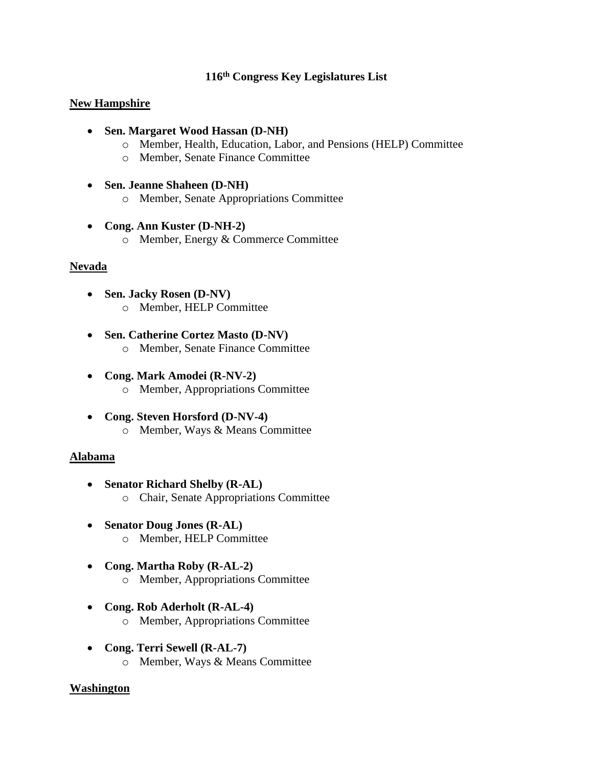# 116th Congress Key Legislatures List

## New Hampshire

- **Sen. Margaret Wood Hassan (D-NH)**
    - Member, Health, Education, Labor, and Pensions (HELP) Committee
    - Member, Senate Finance Committee

- **Sen. Jeanne Shaheen (D-NH)**
    - Member, Senate Appropriations Committee

- **Cong. Ann Kuster (D-NH-2)**
    - Member, Energy & Commerce Committee

## Nevada

- **Sen. Jacky Rosen (D-NV)**
    - Member, HELP Committee

- **Sen. Catherine Cortez Masto (D-NV)**
    - Member, Senate Finance Committee

- **Cong. Mark Amodei (R-NV-2)**
    - Member, Appropriations Committee

- **Cong. Steven Horsford (D-NV-4)**
    - Member, Ways & Means Committee

## Alabama

- **Senator Richard Shelby (R-AL)**
    - Chair, Senate Appropriations Committee

- **Senator Doug Jones (R-AL)**
    - Member, HELP Committee

- **Cong. Martha Roby (R-AL-2)**
    - Member, Appropriations Committee

- **Cong. Rob Aderholt (R-AL-4)**
    - Member, Appropriations Committee

- **Cong. Terri Sewell (R-AL-7)**
    - Member, Ways & Means Committee

## Washington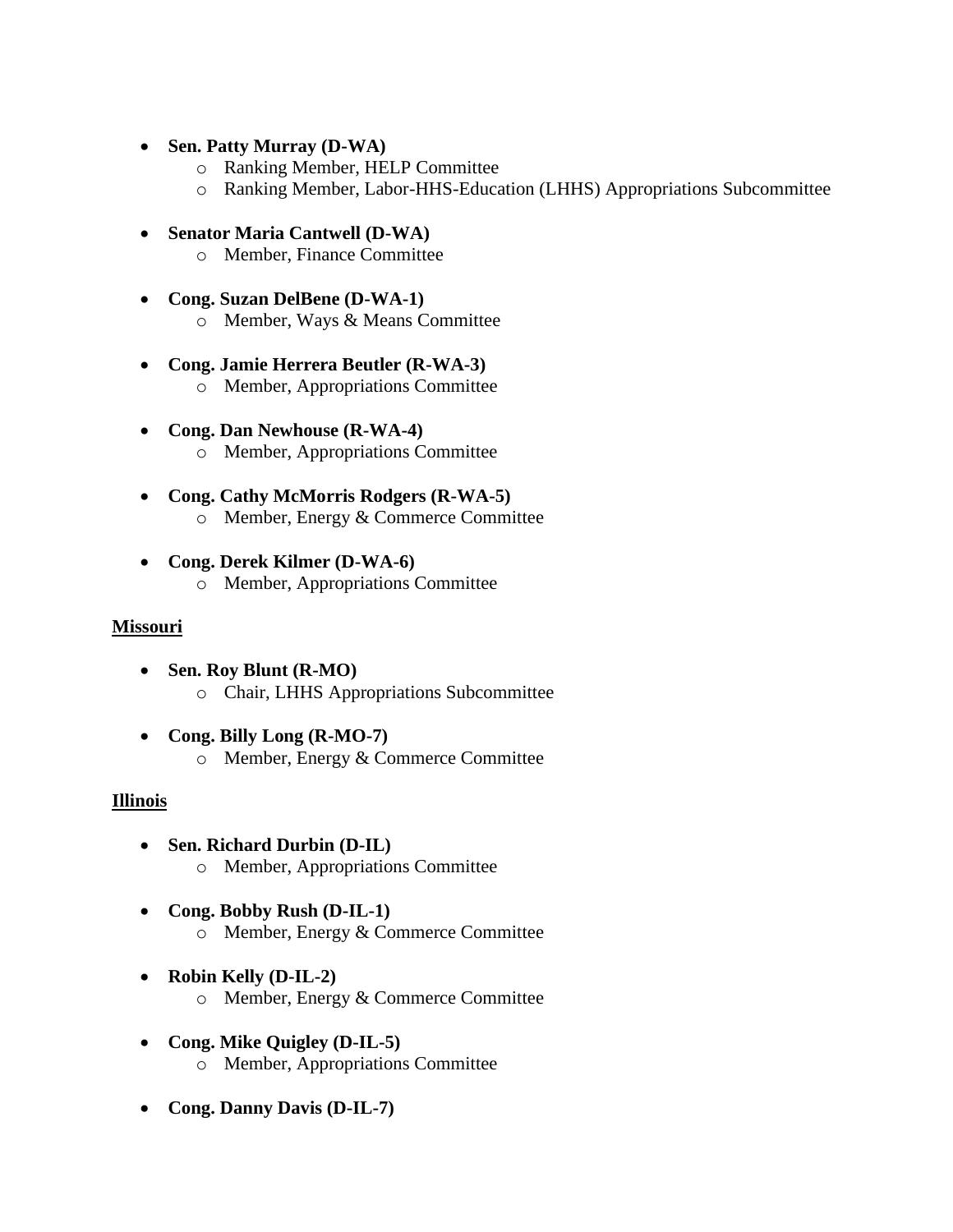- **Sen. Patty Murray (D-WA)**
    - Ranking Member, HELP Committee
    - Ranking Member, Labor-HHS-Education (LHHS) Appropriations Subcommittee

- **Senator Maria Cantwell (D-WA)**
    - Member, Finance Committee

- **Cong. Suzan DelBene (D-WA-1)**
    - Member, Ways & Means Committee

- **Cong. Jamie Herrera Beutler (R-WA-3)**
    - Member, Appropriations Committee

- **Cong. Dan Newhouse (R-WA-4)**
    - Member, Appropriations Committee

- **Cong. Cathy McMorris Rodgers (R-WA-5)**
    - Member, Energy & Commerce Committee

- **Cong. Derek Kilmer (D-WA-6)**
    - Member, Appropriations Committee

**Missouri**

- **Sen. Roy Blunt (R-MO)**
    - Chair, LHHS Appropriations Subcommittee

- **Cong. Billy Long (R-MO-7)**
    - Member, Energy & Commerce Committee

**Illinois**

- **Sen. Richard Durbin (D-IL)**
    - Member, Appropriations Committee

- **Cong. Bobby Rush (D-IL-1)**
    - Member, Energy & Commerce Committee

- **Robin Kelly (D-IL-2)**
    - Member, Energy & Commerce Committee

- **Cong. Mike Quigley (D-IL-5)**
    - Member, Appropriations Committee

- **Cong. Danny Davis (D-IL-7)**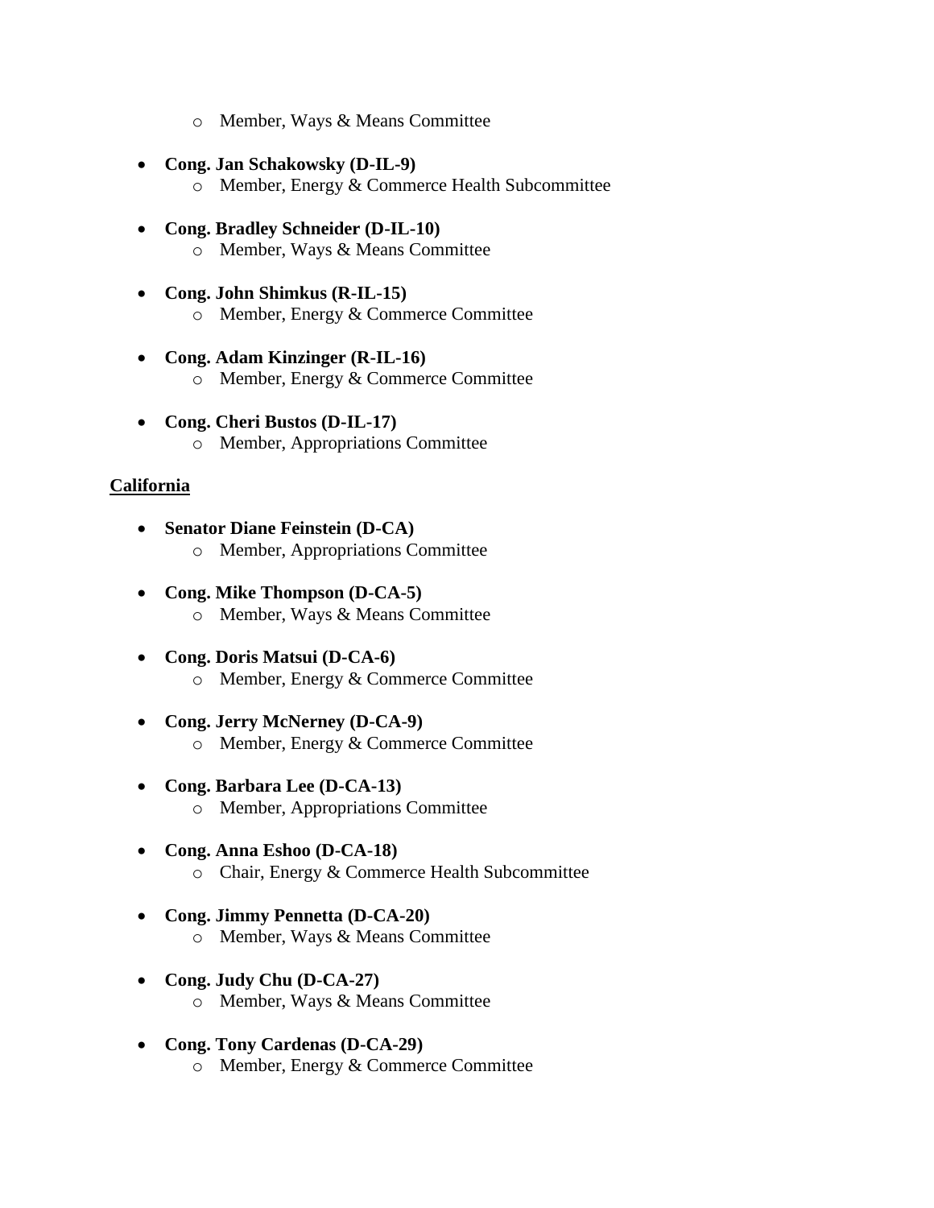- Member, Ways & Means Committee

- **Cong. Jan Schakowsky (D-IL-9)**
  - Member, Energy & Commerce Health Subcommittee

- **Cong. Bradley Schneider (D-IL-10)**
  - Member, Ways & Means Committee

- **Cong. John Shimkus (R-IL-15)**
  - Member, Energy & Commerce Committee

- **Cong. Adam Kinzinger (R-IL-16)**
  - Member, Energy & Commerce Committee

- **Cong. Cheri Bustos (D-IL-17)**
  - Member, Appropriations Committee

**<u>California</u>**

- **Senator Diane Feinstein (D-CA)**
  - Member, Appropriations Committee

- **Cong. Mike Thompson (D-CA-5)**
  - Member, Ways & Means Committee

- **Cong. Doris Matsui (D-CA-6)**
  - Member, Energy & Commerce Committee

- **Cong. Jerry McNerney (D-CA-9)**
  - Member, Energy & Commerce Committee

- **Cong. Barbara Lee (D-CA-13)**
  - Member, Appropriations Committee

- **Cong. Anna Eshoo (D-CA-18)**
  - Chair, Energy & Commerce Health Subcommittee

- **Cong. Jimmy Pennetta (D-CA-20)**
  - Member, Ways & Means Committee

- **Cong. Judy Chu (D-CA-27)**
  - Member, Ways & Means Committee

- **Cong. Tony Cardenas (D-CA-29)**
  - Member, Energy & Commerce Committee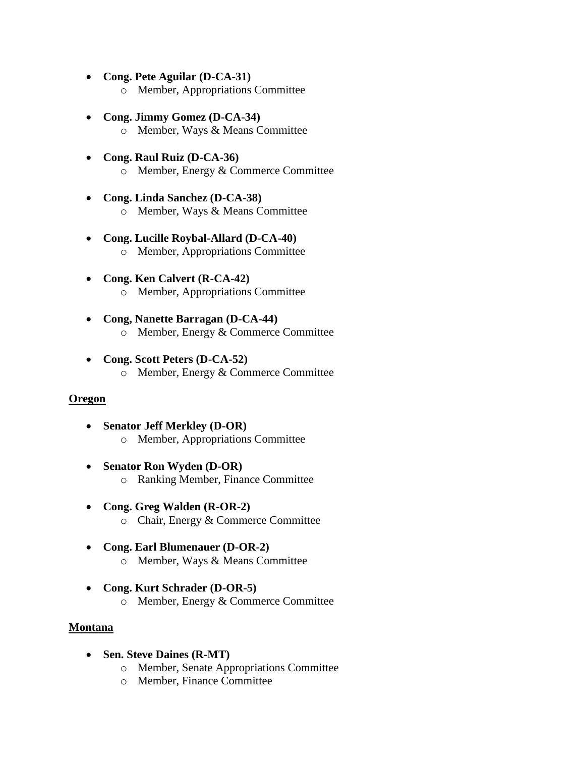- **Cong. Pete Aguilar (D-CA-31)**
  - Member, Appropriations Committee

- **Cong. Jimmy Gomez (D-CA-34)**
  - Member, Ways & Means Committee

- **Cong. Raul Ruiz (D-CA-36)**
  - Member, Energy & Commerce Committee

- **Cong. Linda Sanchez (D-CA-38)**
  - Member, Ways & Means Committee

- **Cong. Lucille Roybal-Allard (D-CA-40)**
  - Member, Appropriations Committee

- **Cong. Ken Calvert (R-CA-42)**
  - Member, Appropriations Committee

- **Cong, Nanette Barragan (D-CA-44)**
  - Member, Energy & Commerce Committee

- **Cong. Scott Peters (D-CA-52)**
  - Member, Energy & Commerce Committee

**<u>Oregon</u>**

- **Senator Jeff Merkley (D-OR)**
  - Member, Appropriations Committee

- **Senator Ron Wyden (D-OR)**
  - Ranking Member, Finance Committee

- **Cong. Greg Walden (R-OR-2)**
  - Chair, Energy & Commerce Committee

- **Cong. Earl Blumenauer (D-OR-2)**
  - Member, Ways & Means Committee

- **Cong. Kurt Schrader (D-OR-5)**
  - Member, Energy & Commerce Committee

**<u>Montana</u>**

- **Sen. Steve Daines (R-MT)**
  - Member, Senate Appropriations Committee
  - Member, Finance Committee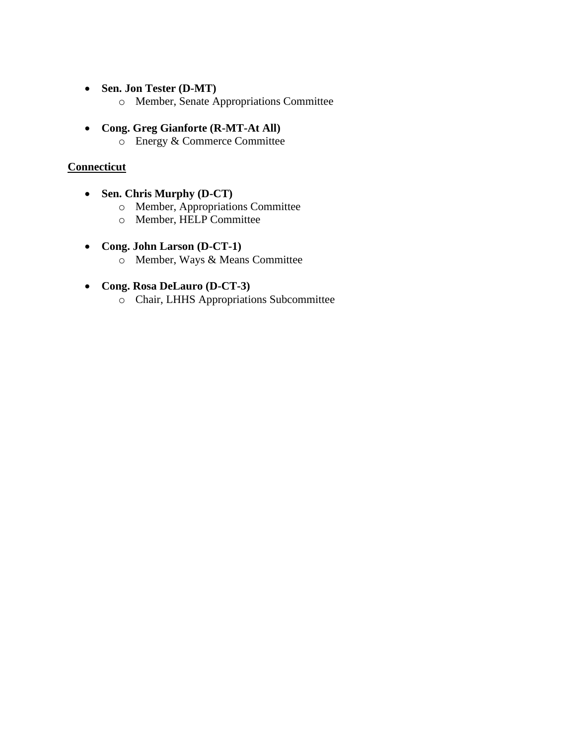- **Sen. Jon Tester (D-MT)**
    - Member, Senate Appropriations Committee

- **Cong. Greg Gianforte (R-MT-At All)**
    - Energy & Commerce Committee

## Connecticut

- **Sen. Chris Murphy (D-CT)**
    - Member, Appropriations Committee
    - Member, HELP Committee

- **Cong. John Larson (D-CT-1)**
    - Member, Ways & Means Committee

- **Cong. Rosa DeLauro (D-CT-3)**
    - Chair, LHHS Appropriations Subcommittee